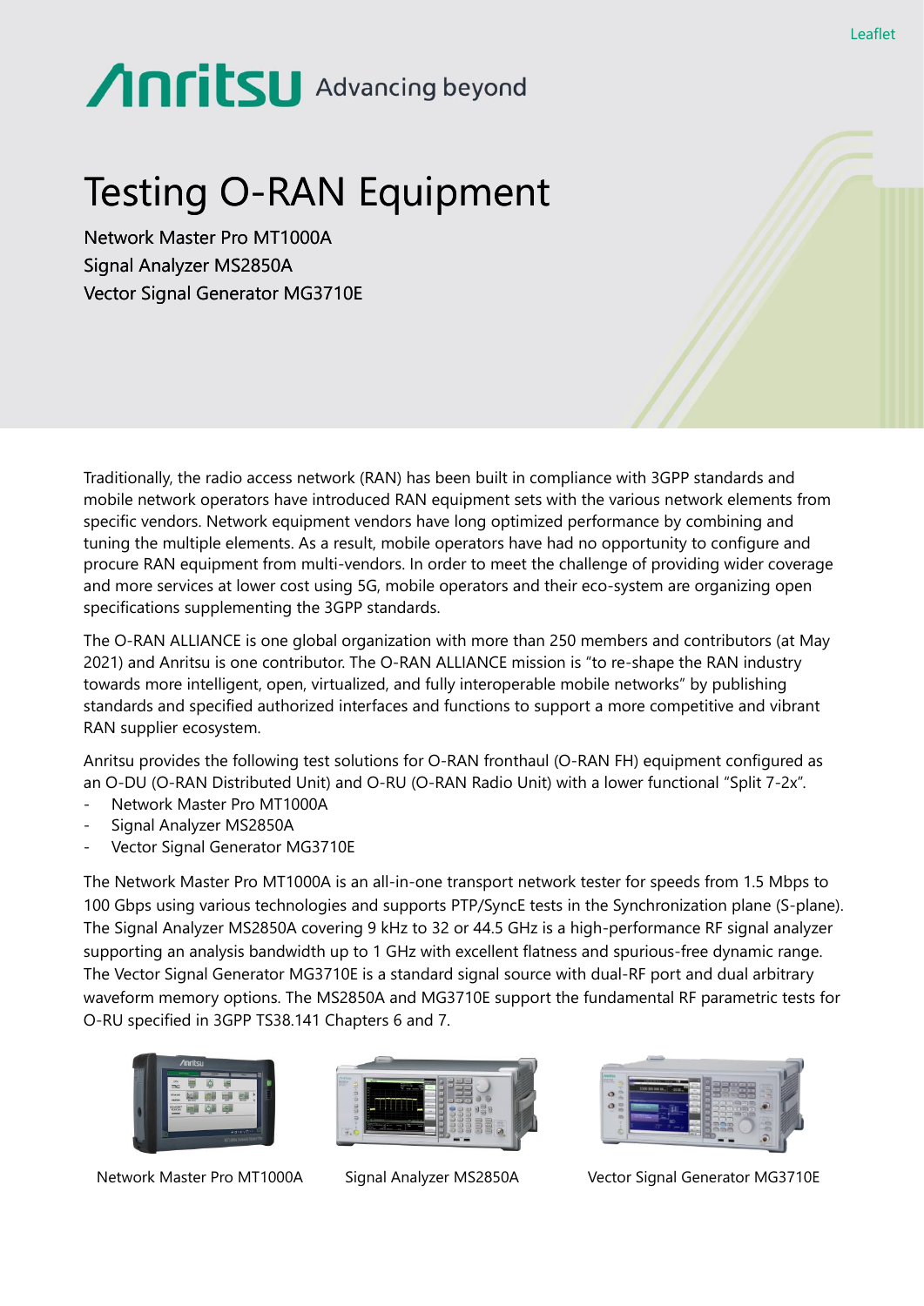Leaflet

Anritsu Advancing beyond

# Testing O-RAN Equipment

Network Master Pro MT1000A
Signal Analyzer MS2850A
Vector Signal Generator MG3710E

Traditionally, the radio access network (RAN) has been built in compliance with 3GPP standards and mobile network operators have introduced RAN equipment sets with the various network elements from specific vendors. Network equipment vendors have long optimized performance by combining and tuning the multiple elements. As a result, mobile operators have had no opportunity to configure and procure RAN equipment from multi-vendors. In order to meet the challenge of providing wider coverage and more services at lower cost using 5G, mobile operators and their eco-system are organizing open specifications supplementing the 3GPP standards.

The O-RAN ALLIANCE is one global organization with more than 250 members and contributors (at May 2021) and Anritsu is one contributor. The O-RAN ALLIANCE mission is "to re-shape the RAN industry towards more intelligent, open, virtualized, and fully interoperable mobile networks" by publishing standards and specified authorized interfaces and functions to support a more competitive and vibrant RAN supplier ecosystem.

Anritsu provides the following test solutions for O-RAN fronthaul (O-RAN FH) equipment configured as an O-DU (O-RAN Distributed Unit) and O-RU (O-RAN Radio Unit) with a lower functional "Split 7-2x".

- Network Master Pro MT1000A
- Signal Analyzer MS2850A
- Vector Signal Generator MG3710E

The Network Master Pro MT1000A is an all-in-one transport network tester for speeds from 1.5 Mbps to 100 Gbps using various technologies and supports PTP/SyncE tests in the Synchronization plane (S-plane). The Signal Analyzer MS2850A covering 9 kHz to 32 or 44.5 GHz is a high-performance RF signal analyzer supporting an analysis bandwidth up to 1 GHz with excellent flatness and spurious-free dynamic range. The Vector Signal Generator MG3710E is a standard signal source with dual-RF port and dual arbitrary waveform memory options. The MS2850A and MG3710E support the fundamental RF parametric tests for O-RU specified in 3GPP TS38.141 Chapters 6 and 7.

Network Master Pro MT1000A

Signal Analyzer MS2850A

Vector Signal Generator MG3710E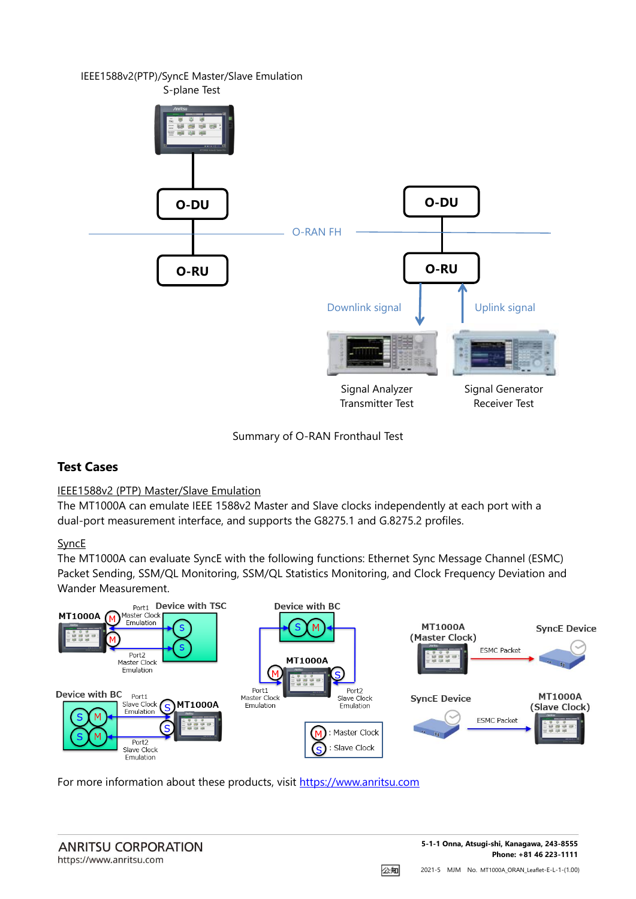IEEE1588v2(PTP)/SyncE Master/Slave Emulation
S-plane Test

O-DU

O-RU

O-RAN FH

O-DU

O-RU

Downlink signal

Uplink signal

Signal Analyzer
Transmitter Test

Signal Generator
Receiver Test

Summary of O-RAN Fronthaul Test

## Test Cases

IEEE1588v2 (PTP) Master/Slave Emulation

The MT1000A can emulate IEEE 1588v2 Master and Slave clocks independently at each port with a dual-port measurement interface, and supports the G8275.1 and G.8275.2 profiles.

SyncE

The MT1000A can evaluate SyncE with the following functions: Ethernet Sync Message Channel (ESMC) Packet Sending, SSM/QL Monitoring, SSM/QL Statistics Monitoring, and Clock Frequency Deviation and Wander Measurement.

MT1000A
Port1 Master Clock Emulation
Device with TSC
Port2 Master Clock Emulation

Device with BC
Port1 Slave Clock Emulation
MT1000A
Port2 Slave Clock Emulation

Device with BC
MT1000A
Port1 Master Clock Emulation
Port2 Slave Clock Emulation

M : Master Clock
S : Slave Clock

MT1000A (Master Clock)
ESMC Packet
SyncE Device

SyncE Device
ESMC Packet
MT1000A (Slave Clock)

For more information about these products, visit https://www.anritsu.com

ANRITSU CORPORATION
https://www.anritsu.com

5-1-1 Onna, Atsugi-shi, Kanagawa, 243-8555
Phone: +81 46 223-1111

公知

2021-5 MJM No. MT1000A_ORAN_Leaflet-E-L-1-(1.00)